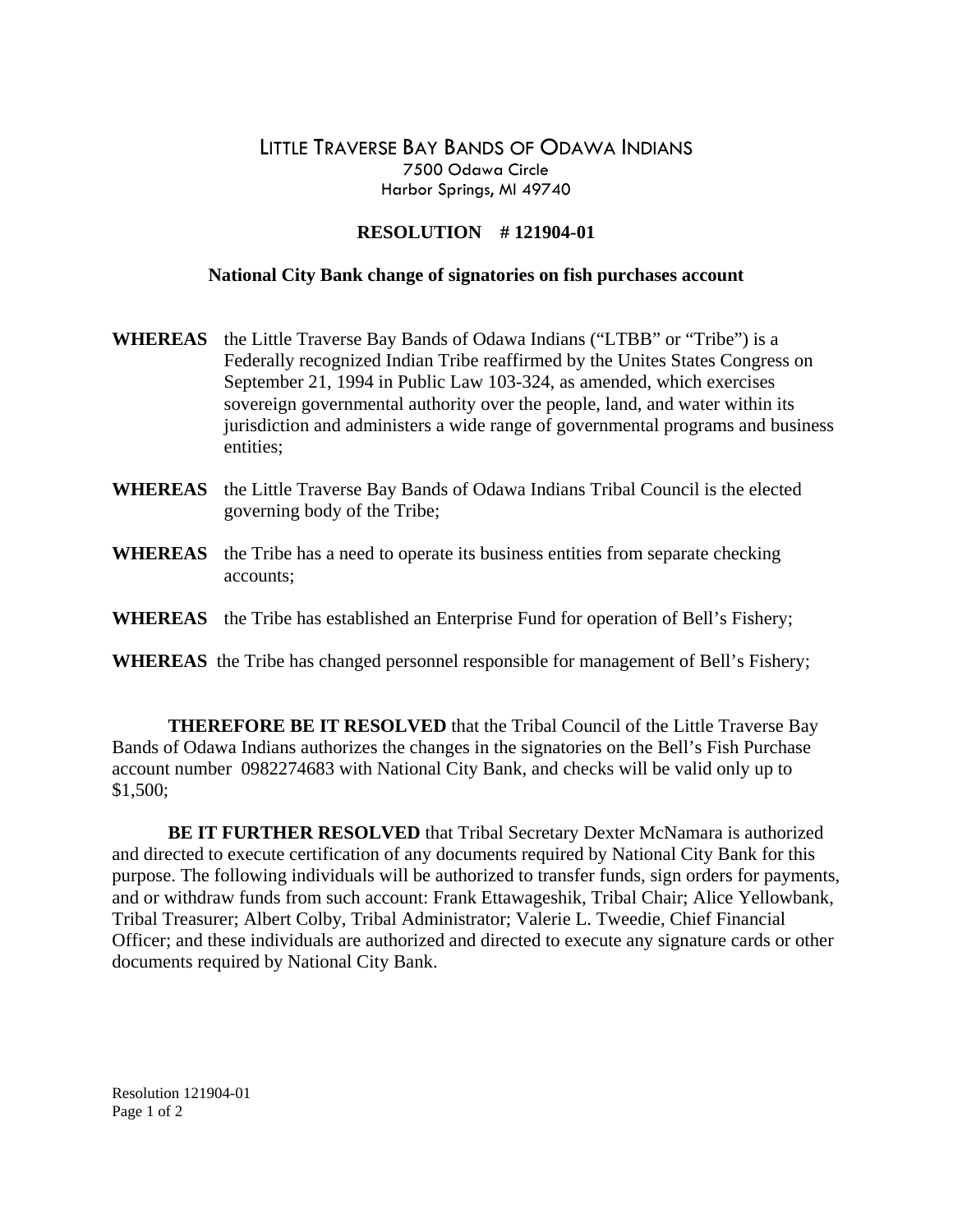# LITTLE TRAVERSE BAY BANDS OF ODAWA INDIANS

7500 Odawa Circle
Harbor Springs, MI 49740

## RESOLUTION # 121904-01

### National City Bank change of signatories on fish purchases account

**WHEREAS** the Little Traverse Bay Bands of Odawa Indians ("LTBB" or "Tribe") is a Federally recognized Indian Tribe reaffirmed by the Unites States Congress on September 21, 1994 in Public Law 103-324, as amended, which exercises sovereign governmental authority over the people, land, and water within its jurisdiction and administers a wide range of governmental programs and business entities;

**WHEREAS** the Little Traverse Bay Bands of Odawa Indians Tribal Council is the elected governing body of the Tribe;

**WHEREAS** the Tribe has a need to operate its business entities from separate checking accounts;

**WHEREAS** the Tribe has established an Enterprise Fund for operation of Bell's Fishery;

**WHEREAS** the Tribe has changed personnel responsible for management of Bell's Fishery;

**THEREFORE BE IT RESOLVED** that the Tribal Council of the Little Traverse Bay Bands of Odawa Indians authorizes the changes in the signatories on the Bell's Fish Purchase account number 0982274683 with National City Bank, and checks will be valid only up to $1,500;

**BE IT FURTHER RESOLVED** that Tribal Secretary Dexter McNamara is authorized and directed to execute certification of any documents required by National City Bank for this purpose. The following individuals will be authorized to transfer funds, sign orders for payments, and or withdraw funds from such account: Frank Ettawageshik, Tribal Chair; Alice Yellowbank, Tribal Treasurer; Albert Colby, Tribal Administrator; Valerie L. Tweedie, Chief Financial Officer; and these individuals are authorized and directed to execute any signature cards or other documents required by National City Bank.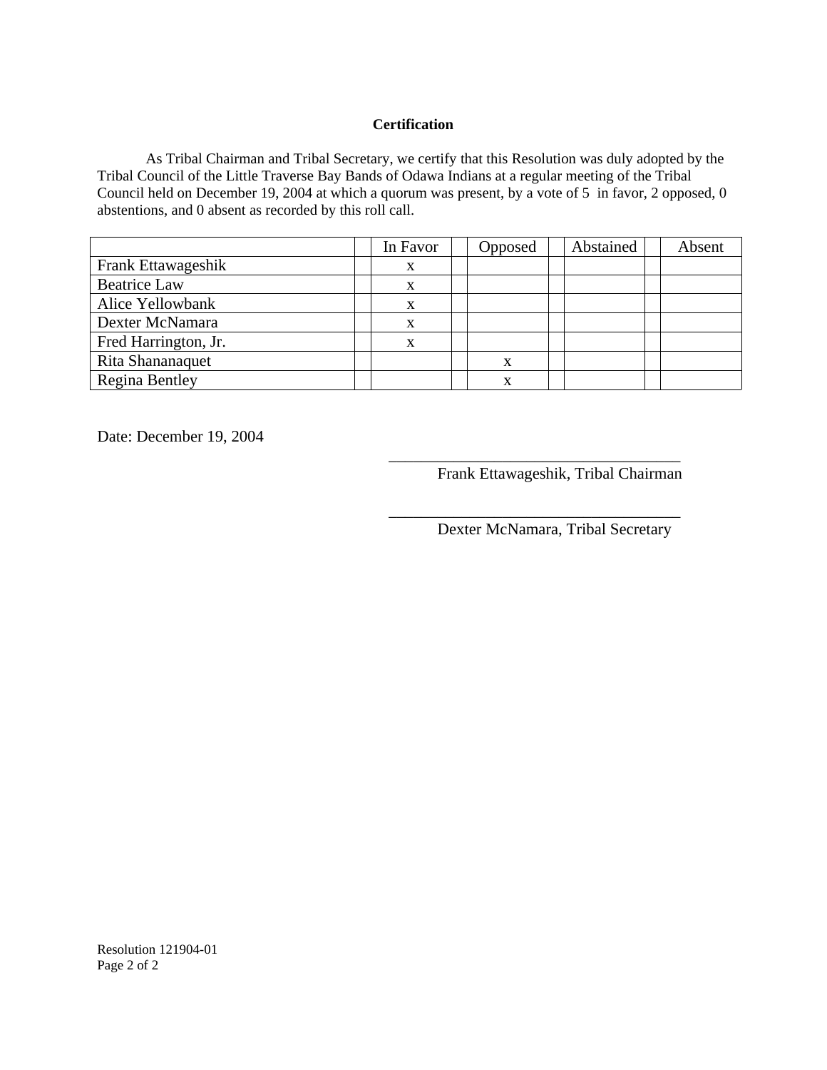**Certification**

As Tribal Chairman and Tribal Secretary, we certify that this Resolution was duly adopted by the Tribal Council of the Little Traverse Bay Bands of Odawa Indians at a regular meeting of the Tribal Council held on December 19, 2004 at which a quorum was present, by a vote of 5 in favor, 2 opposed, 0 abstentions, and 0 absent as recorded by this roll call.

| | In Favor | Opposed | Abstained | Absent |
|---|---|---|---|---|
| Frank Ettawageshik | x | | | |
| Beatrice Law | x | | | |
| Alice Yellowbank | x | | | |
| Dexter McNamara | x | | | |
| Fred Harrington, Jr. | x | | | |
| Rita Shananaquet | | x | | |
| Regina Bentley | | x | | |

Date: December 19, 2004

____________________________________
Frank Ettawageshik, Tribal Chairman

____________________________________
Dexter McNamara, Tribal Secretary

Resolution 121904-01